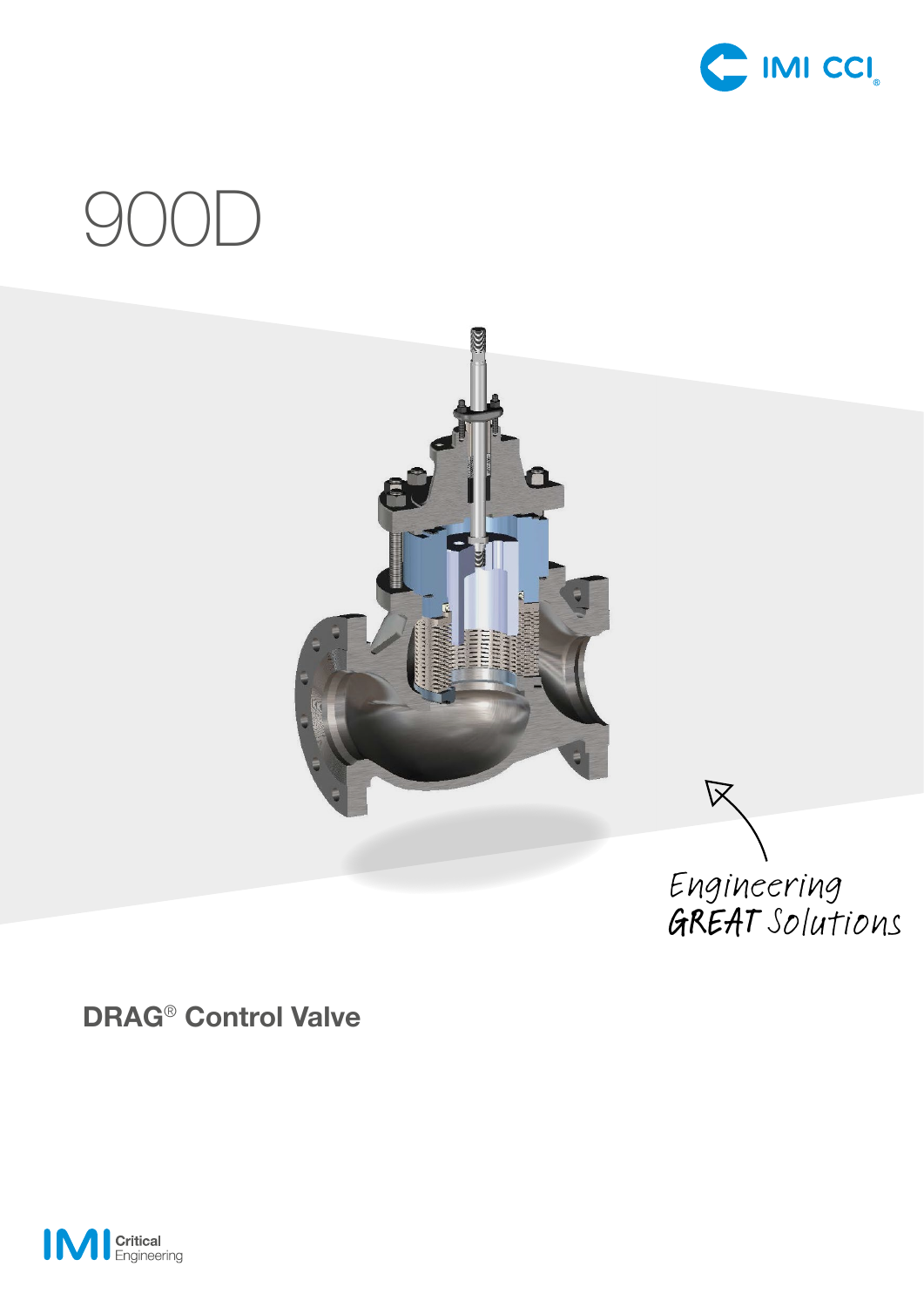# 900D

Engineering GREAT Solutions

## DRAG® Control Valve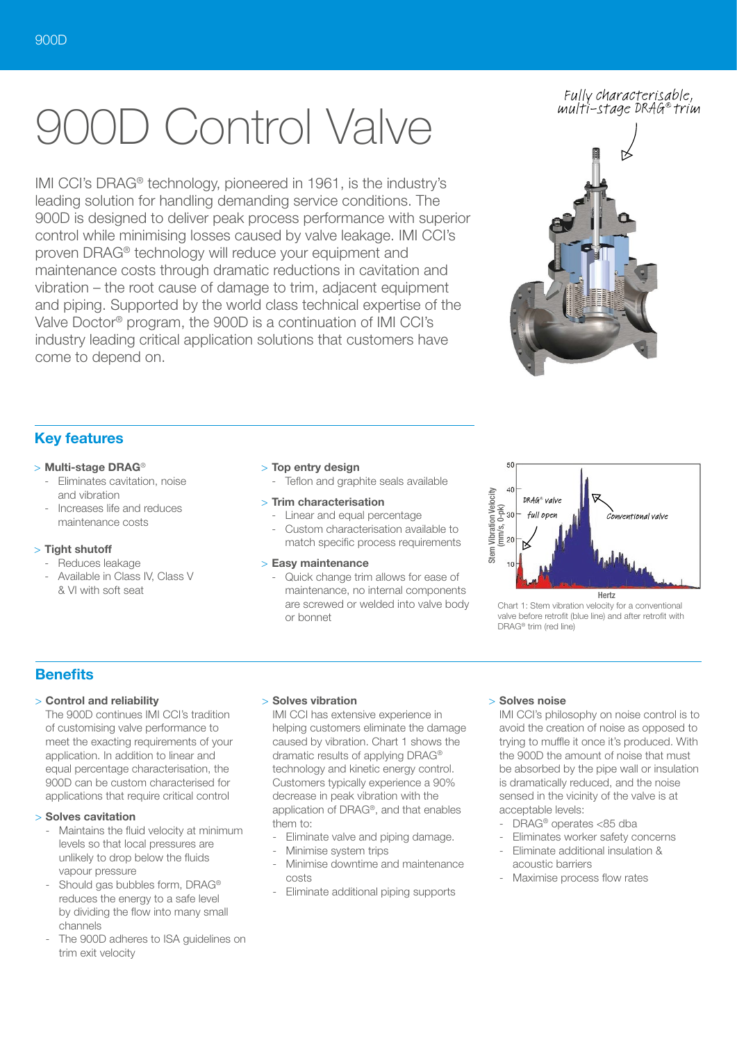# 900D Control Valve

IMI CCI's DRAG® technology, pioneered in 1961, is the industry's leading solution for handling demanding service conditions. The 900D is designed to deliver peak process performance with superior control while minimising losses caused by valve leakage. IMI CCI's proven DRAG® technology will reduce your equipment and maintenance costs through dramatic reductions in cavitation and vibration – the root cause of damage to trim, adjacent equipment and piping. Supported by the world class technical expertise of the Valve Doctor® program, the 900D is a continuation of IMI CCI's industry leading critical application solutions that customers have come to depend on.

*Fully characterisable, multi-stage DRAG® trim*

## Key features

> **Multi-stage DRAG®**
- Eliminates cavitation, noise and vibration
- Increases life and reduces maintenance costs

> **Tight shutoff**
- Reduces leakage
- Available in Class IV, Class V & VI with soft seat

> **Top entry design**
- Teflon and graphite seals available

> **Trim characterisation**
- Linear and equal percentage
- Custom characterisation available to match specific process requirements

> **Easy maintenance**
- Quick change trim allows for ease of maintenance, no internal components are screwed or welded into valve body or bonnet

Chart 1: Stem vibration velocity for a conventional valve before retrofit (blue line) and after retrofit with DRAG® trim (red line)

## Benefits

> **Control and reliability**

The 900D continues IMI CCI's tradition of customising valve performance to meet the exacting requirements of your application. In addition to linear and equal percentage characterisation, the 900D can be custom characterised for applications that require critical control

> **Solves cavitation**
- Maintains the fluid velocity at minimum levels so that local pressures are unlikely to drop below the fluids vapour pressure
- Should gas bubbles form, DRAG® reduces the energy to a safe level by dividing the flow into many small channels
- The 900D adheres to ISA guidelines on trim exit velocity

> **Solves vibration**

IMI CCI has extensive experience in helping customers eliminate the damage caused by vibration. Chart 1 shows the dramatic results of applying DRAG® technology and kinetic energy control. Customers typically experience a 90% decrease in peak vibration with the application of DRAG®, and that enables them to:
- Eliminate valve and piping damage.
- Minimise system trips
- Minimise downtime and maintenance costs
- Eliminate additional piping supports

> **Solves noise**

IMI CCI's philosophy on noise control is to avoid the creation of noise as opposed to trying to muffle it once it's produced. With the 900D the amount of noise that must be absorbed by the pipe wall or insulation is dramatically reduced, and the noise sensed in the vicinity of the valve is at acceptable levels:
- DRAG® operates <85 dba
- Eliminates worker safety concerns
- Eliminate additional insulation & acoustic barriers
- Maximise process flow rates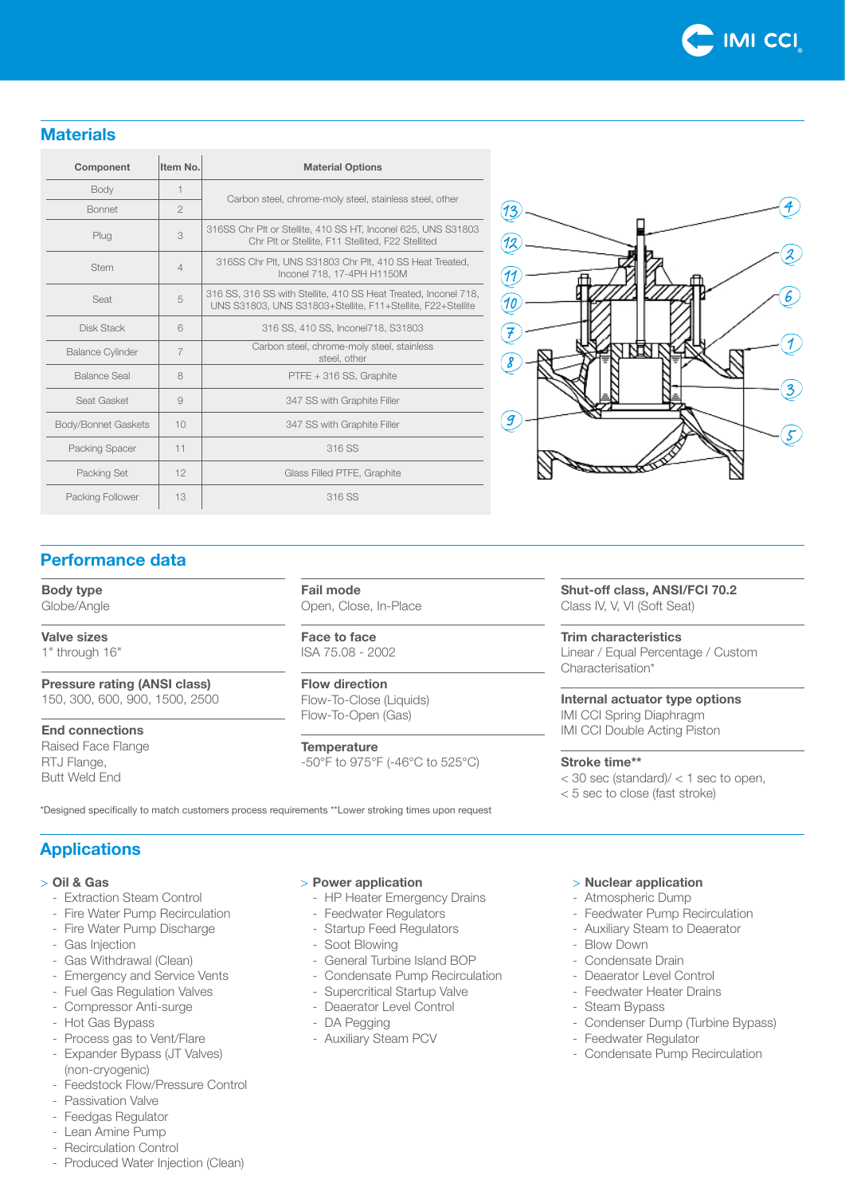## Materials

| Component | Item No. | Material Options |
|---|---|---|
| Body | 1 | Carbon steel, chrome-moly steel, stainless steel, other |
| Bonnet | 2 | |
| Plug | 3 | 316SS Chr Plt or Stellite, 410 SS HT, Inconel 625, UNS S31803 Chr Plt or Stellite, F11 Stellited, F22 Stellited |
| Stem | 4 | 316SS Chr Plt, UNS S31803 Chr Plt, 410 SS Heat Treated, Inconel 718, 17-4PH H1150M |
| Seat | 5 | 316 SS, 316 SS with Stellite, 410 SS Heat Treated, Inconel 718, UNS S31803, UNS S31803+Stellite, F11+Stellite, F22+Stellite |
| Disk Stack | 6 | 316 SS, 410 SS, Inconel718, S31803 |
| Balance Cylinder | 7 | Carbon steel, chrome-moly steel, stainless steel, other |
| Balance Seal | 8 | PTFE + 316 SS, Graphite |
| Seat Gasket | 9 | 347 SS with Graphite Filler |
| Body/Bonnet Gaskets | 10 | 347 SS with Graphite Filler |
| Packing Spacer | 11 | 316 SS |
| Packing Set | 12 | Glass Filled PTFE, Graphite |
| Packing Follower | 13 | 316 SS |

## Performance data

**Body type**
Globe/Angle

**Valve sizes**
1" through 16"

**Pressure rating (ANSI class)**
150, 300, 600, 900, 1500, 2500

**End connections**
Raised Face Flange
RTJ Flange,
Butt Weld End

**Fail mode**
Open, Close, In-Place

**Face to face**
ISA 75.08 - 2002

**Flow direction**
Flow-To-Close (Liquids)
Flow-To-Open (Gas)

**Temperature**
-50°F to 975°F (-46°C to 525°C)

**Shut-off class, ANSI/FCI 70.2**
Class IV, V, VI (Soft Seat)

**Trim characteristics**
Linear / Equal Percentage / Custom Characterisation*

**Internal actuator type options**
IMI CCI Spring Diaphragm
IMI CCI Double Acting Piston

**Stroke time****
< 30 sec (standard)/ < 1 sec to open,
< 5 sec to close (fast stroke)

*Designed specifically to match customers process requirements **Lower stroking times upon request

## Applications

**> Oil & Gas**
- Extraction Steam Control
- Fire Water Pump Recirculation
- Fire Water Pump Discharge
- Gas Injection
- Gas Withdrawal (Clean)
- Emergency and Service Vents
- Fuel Gas Regulation Valves
- Compressor Anti-surge
- Hot Gas Bypass
- Process gas to Vent/Flare
- Expander Bypass (JT Valves) (non-cryogenic)
- Feedstock Flow/Pressure Control
- Passivation Valve
- Feedgas Regulator
- Lean Amine Pump
- Recirculation Control
- Produced Water Injection (Clean)

**> Power application**
- HP Heater Emergency Drains
- Feedwater Regulators
- Startup Feed Regulators
- Soot Blowing
- General Turbine Island BOP
- Condensate Pump Recirculation
- Supercritical Startup Valve
- Deaerator Level Control
- DA Pegging
- Auxiliary Steam PCV

**> Nuclear application**
- Atmospheric Dump
- Feedwater Pump Recirculation
- Auxiliary Steam to Deaerator
- Blow Down
- Condensate Drain
- Deaerator Level Control
- Feedwater Heater Drains
- Steam Bypass
- Condenser Dump (Turbine Bypass)
- Feedwater Regulator
- Condensate Pump Recirculation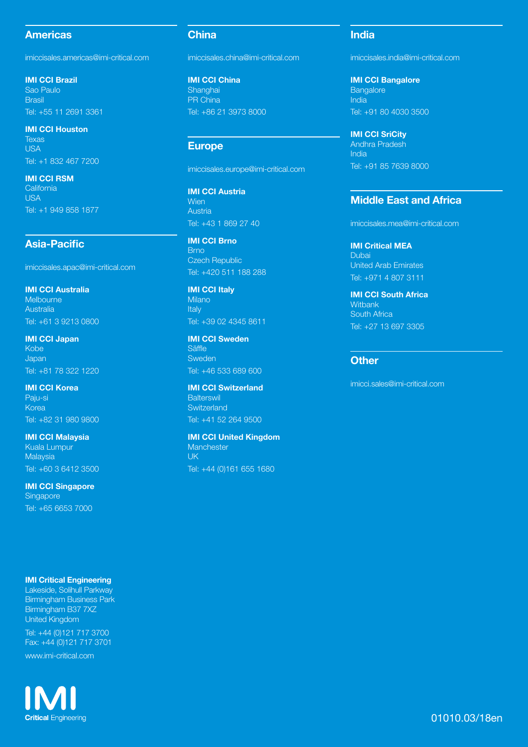## Americas

imiccisales.americas@imi-critical.com

**IMI CCI Brazil**
Sao Paulo
Brasil
Tel: +55 11 2691 3361

**IMI CCI Houston**
Texas
USA
Tel: +1 832 467 7200

**IMI CCI RSM**
California
USA
Tel: +1 949 858 1877

## Asia-Pacific

imiccisales.apac@imi-critical.com

**IMI CCI Australia**
Melbourne
Australia
Tel: +61 3 9213 0800

**IMI CCI Japan**
Kobe
Japan
Tel: +81 78 322 1220

**IMI CCI Korea**
Paju-si
Korea
Tel: +82 31 980 9800

**IMI CCI Malaysia**
Kuala Lumpur
Malaysia
Tel: +60 3 6412 3500

**IMI CCI Singapore**
Singapore
Tel: +65 6653 7000

## China

imiccisales.china@imi-critical.com

**IMI CCI China**
Shanghai
PR China
Tel: +86 21 3973 8000

## Europe

imiccisales.europe@imi-critical.com

**IMI CCI Austria**
Wien
Austria
Tel: +43 1 869 27 40

**IMI CCI Brno**
Brno
Czech Republic
Tel: +420 511 188 288

**IMI CCI Italy**
Milano
Italy
Tel: +39 02 4345 8611

**IMI CCI Sweden**
Säffle
Sweden
Tel: +46 533 689 600

**IMI CCI Switzerland**
Balterswil
Switzerland
Tel: +41 52 264 9500

**IMI CCI United Kingdom**
Manchester
UK
Tel: +44 (0)161 655 1680

## India

imiccisales.india@imi-critical.com

**IMI CCI Bangalore**
Bangalore
India
Tel: +91 80 4030 3500

**IMI CCI SriCity**
Andhra Pradesh
India
Tel: +91 85 7639 8000

## Middle East and Africa

imiccisales.mea@imi-critical.com

**IMI Critical MEA**
Dubai
United Arab Emirates
Tel: +971 4 807 3111

**IMI CCI South Africa**
Witbank
South Africa
Tel: +27 13 697 3305

## Other

imicci.sales@imi-critical.com

**IMI Critical Engineering**
Lakeside, Solihull Parkway
Birmingham Business Park
Birmingham B37 7XZ
United Kingdom

Tel: +44 (0)121 717 3700
Fax: +44 (0)121 717 3701

www.imi-critical.com

IMI
**Critical** Engineering

01010.03/18en